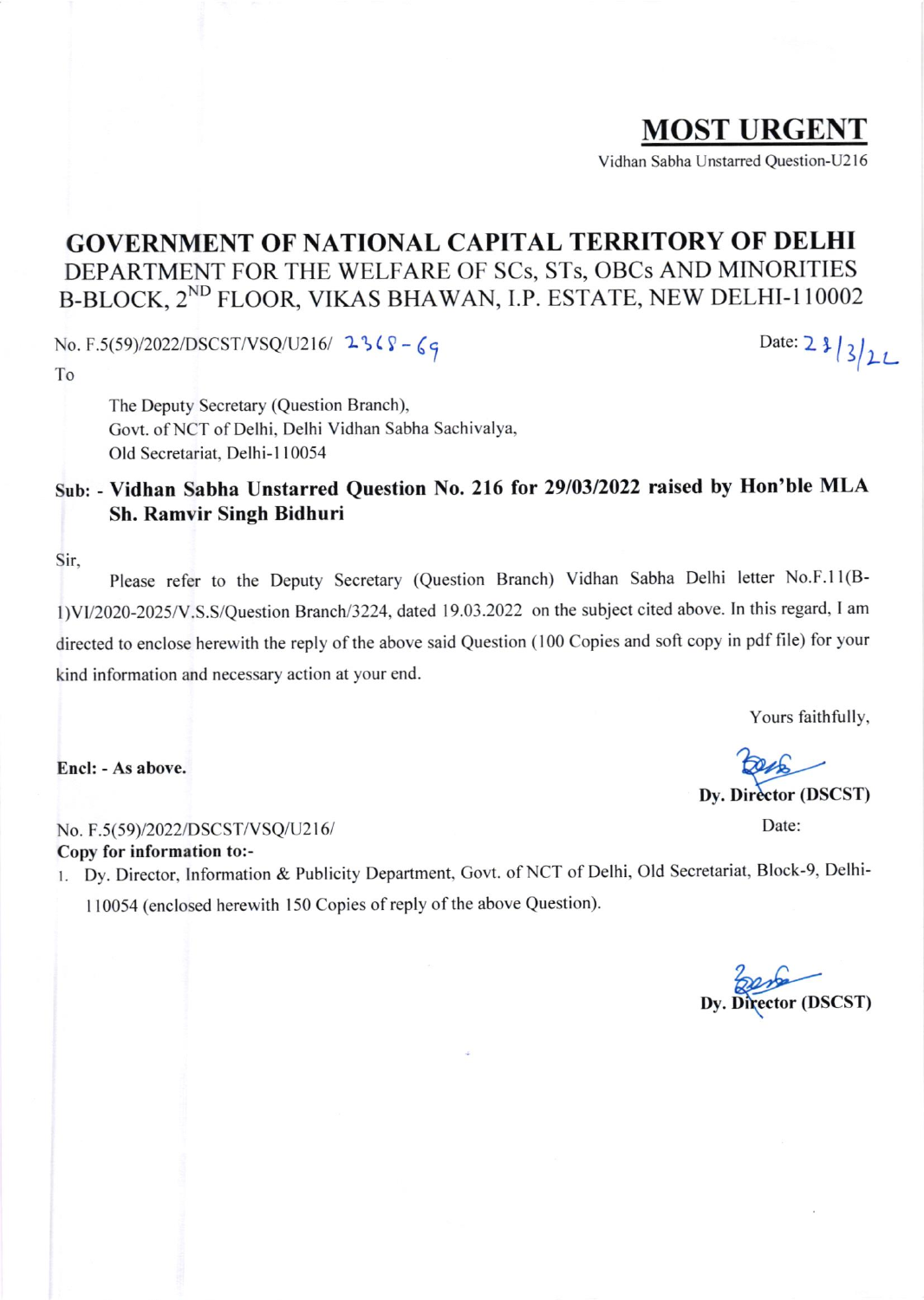**MOST URGENT**

Vidhan Sabha Unstarred Question-U216

# GOVERNMENT OF NATIONAL CAPITAL TERRITORY OF DELHI

DEPARTMENT FOR THE WELFARE OF SCs, STs, OBCs AND MINORITIES
B-BLOCK, 2ND FLOOR, VIKAS BHAWAN, I.P. ESTATE, NEW DELHI-110002

No. F.5(59)/2022/DSCST/VSQ/U216/ 2368-69

Date: 23/3/22

To

The Deputy Secretary (Question Branch),
Govt. of NCT of Delhi, Delhi Vidhan Sabha Sachivalya,
Old Secretariat, Delhi-110054

Sub: - **Vidhan Sabha Unstarred Question No. 216 for 29/03/2022 raised by Hon'ble MLA Sh. Ramvir Singh Bidhuri**

Sir,

Please refer to the Deputy Secretary (Question Branch) Vidhan Sabha Delhi letter No.F.11(B-1)VI/2020-2025/V.S.S/Question Branch/3224, dated 19.03.2022 on the subject cited above. In this regard, I am directed to enclose herewith the reply of the above said Question (100 Copies and soft copy in pdf file) for your kind information and necessary action at your end.

Yours faithfully,

**Encl: - As above.**

**Dy. Director (DSCST)**

No. F.5(59)/2022/DSCST/VSQ/U216/

Date:

**Copy for information to:-**

1. Dy. Director, Information & Publicity Department, Govt. of NCT of Delhi, Old Secretariat, Block-9, Delhi-110054 (enclosed herewith 150 Copies of reply of the above Question).

**Dy. Director (DSCST)**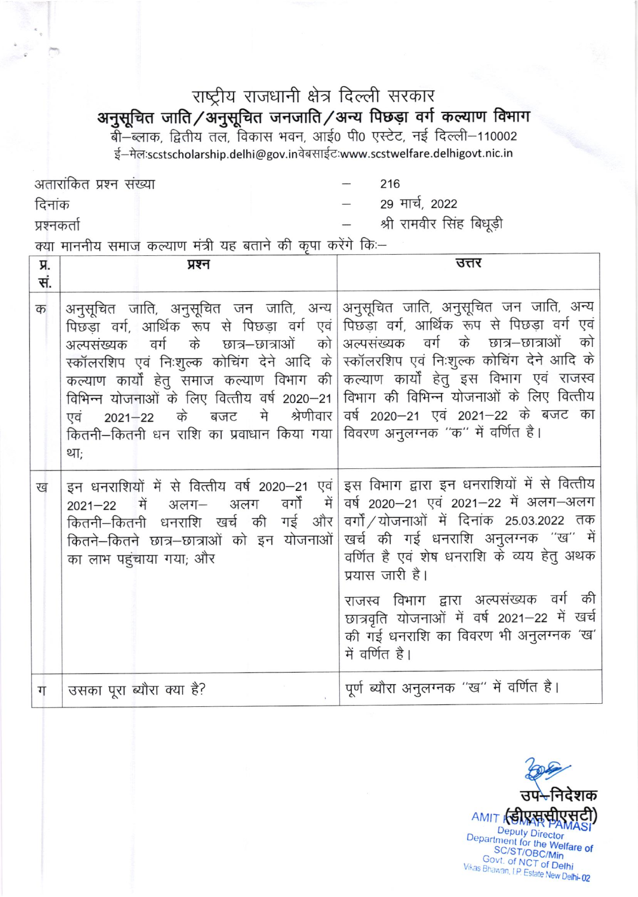# राष्ट्रीय राजधानी क्षेत्र दिल्ली सरकार

## अनुसूचित जाति/अनुसूचित जनजाति/अन्य पिछड़ा वर्ग कल्याण विभाग

बी–ब्लाक, द्वितीय तल, विकास भवन, आई० पी० एस्टेट, नई दिल्ली–110002

ई–मेल:scstscholarship.delhi@gov.in वेबसाईट:www.scstwelfare.delhigovt.nic.in

अतारांकित प्रश्न संख्या – 216

दिनांक – 29 मार्च, 2022

प्रश्नकर्ता – श्री रामवीर सिंह बिधूड़ी

क्या माननीय समाज कल्याण मंत्री यह बताने की कृपा करेंगे कि:–

| प्र. सं. | प्रश्न | उत्तर |
|---|---|---|
| क | अनुसूचित जाति, अनुसूचित जन जाति, अन्य पिछड़ा वर्ग, आर्थिक रूप से पिछड़ा वर्ग एवं अल्पसंख्यक वर्ग के छात्र–छात्राओं को स्कॉलरशिप एवं नि:शुल्क कोचिंग देने आदि के कल्याण कार्यों हेतु समाज कल्याण विभाग की विभिन्न योजनाओं के लिए वित्तीय वर्ष 2020–21 एवं 2021–22 के बजट मे श्रेणीवार कितनी–कितनी धन राशि का प्रावधान किया गया था; | अनुसूचित जाति, अनुसूचित जन जाति, अन्य पिछड़ा वर्ग, आर्थिक रूप से पिछड़ा वर्ग एवं अल्पसंख्यक वर्ग के छात्र–छात्राओं को स्कॉलरशिप एवं नि:शुल्क कोचिंग देने आदि के कल्याण कार्यों हेतु इस विभाग एवं राजस्व विभाग की विभिन्न योजनाओं के लिए वित्तीय वर्ष 2020–21 एवं 2021–22 के बजट का विवरण अनुलग्नक "क" में वर्णित है। |
| ख | इन धनराशियों में से वित्तीय वर्ष 2020–21 एवं 2021–22 में अलग–अलग वर्गों में कितनी–कितनी धनराशि खर्च की गई और कितने–कितने छात्र–छात्राओं को इन योजनाओं का लाभ पहुंचाया गया; और | इस विभाग द्वारा इन धनराशियों में से वित्तीय वर्ष 2020–21 एवं 2021–22 में अलग–अलग वर्गों/योजनाओं में दिनांक 25.03.2022 तक खर्च की गई धनराशि अनुलग्नक "ख" में वर्णित है एवं शेष धनराशि के व्यय हेतु अथक प्रयास जारी है।<br><br>राजस्व विभाग द्वारा अल्पसंख्यक वर्ग की छात्रवृति योजनाओं में वर्ष 2021–22 में खर्च की गई धनराशि का विवरण भी अनुलग्नक 'ख' में वर्णित है। |
| ग | उसका पूरा ब्यौरा क्या है? | पूर्ण ब्यौरा अनुलग्नक "ख" में वर्णित है। |

उप–निदेशक
(डीएससीएसटी)

AMIT KUMAR PAMASI
Deputy Director
Department for the Welfare of
SC/ST/OBC/Min
Govt. of NCT of Delhi
Vikas Bhawan, I.P Estate New Delhi-02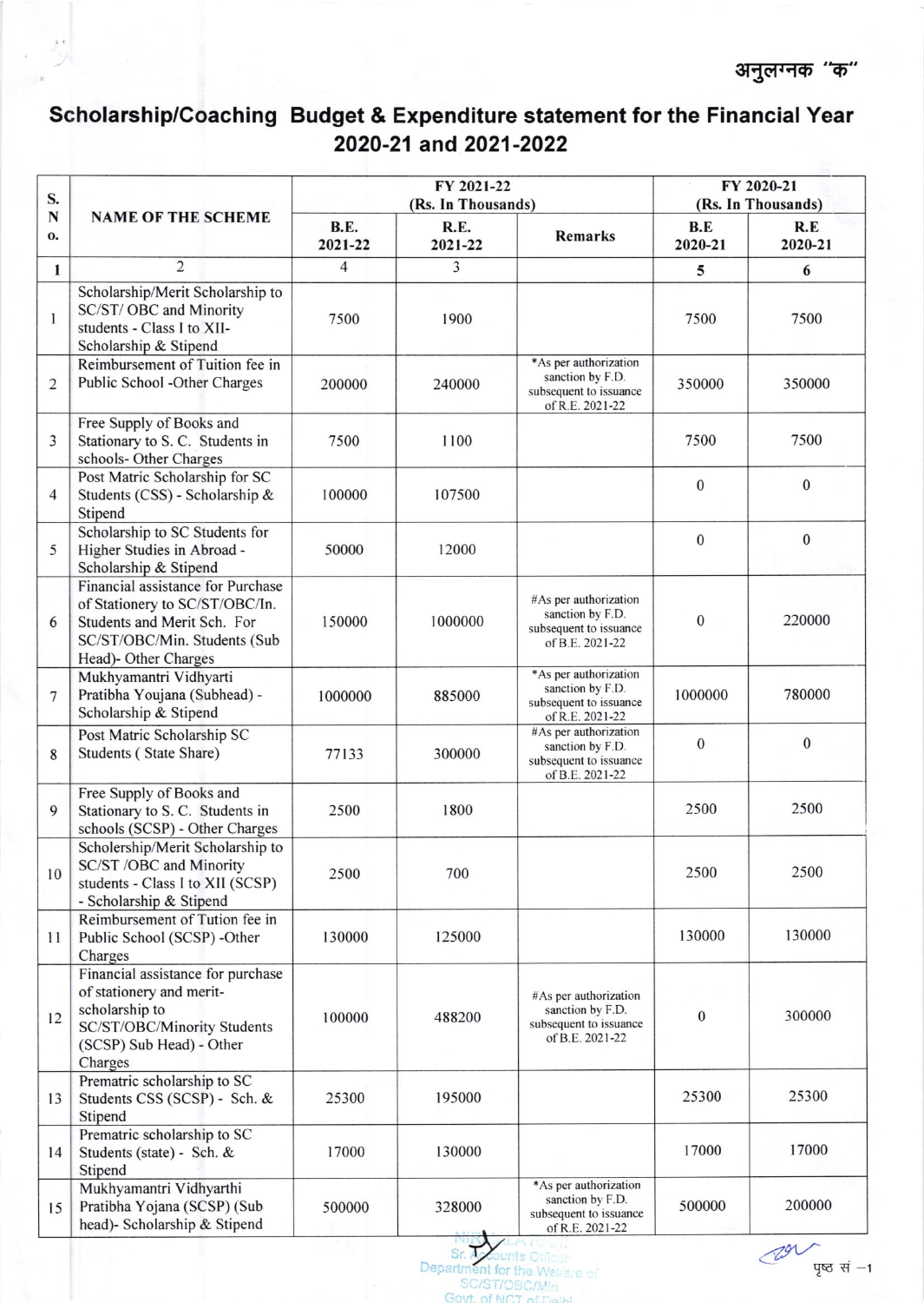अनुलग्नक "क"

# Scholarship/Coaching Budget & Expenditure statement for the Financial Year 2020-21 and 2021-2022

| S. No. | NAME OF THE SCHEME | FY 2021-22 (Rs. In Thousands) | | | FY 2020-21 (Rs. In Thousands) | |
|---|---|---|---|---|---|---|
| | | B.E. 2021-22 | R.E. 2021-22 | Remarks | B.E 2020-21 | R.E 2020-21 |
| 1 | 2 | 4 | 3 | | 5 | 6 |
| 1 | Scholarship/Merit Scholarship to SC/ST/ OBC and Minority students - Class I to XII- Scholarship & Stipend | 7500 | 1900 | | 7500 | 7500 |
| 2 | Reimbursement of Tuition fee in Public School -Other Charges | 200000 | 240000 | *As per authorization sanction by F.D. subsequent to issuance of R.E. 2021-22 | 350000 | 350000 |
| 3 | Free Supply of Books and Stationary to S. C. Students in schools- Other Charges | 7500 | 1100 | | 7500 | 7500 |
| 4 | Post Matric Scholarship for SC Students (CSS) - Scholarship & Stipend | 100000 | 107500 | | 0 | 0 |
| 5 | Scholarship to SC Students for Higher Studies in Abroad - Scholarship & Stipend | 50000 | 12000 | | 0 | 0 |
| 6 | Financial assistance for Purchase of Stationery to SC/ST/OBC/In. Students and Merit Sch. For SC/ST/OBC/Min. Students (Sub Head)- Other Charges | 150000 | 1000000 | #As per authorization sanction by F.D. subsequent to issuance of B.E. 2021-22 | 0 | 220000 |
| 7 | Mukhyamantri Vidhyarti Pratibha Youjana (Subhead) - Scholarship & Stipend | 1000000 | 885000 | *As per authorization sanction by F.D. subsequent to issuance of R.E. 2021-22 | 1000000 | 780000 |
| 8 | Post Matric Scholarship SC Students ( State Share) | 77133 | 300000 | #As per authorization sanction by F.D. subsequent to issuance of B.E. 2021-22 | 0 | 0 |
| 9 | Free Supply of Books and Stationary to S. C. Students in schools (SCSP) - Other Charges | 2500 | 1800 | | 2500 | 2500 |
| 10 | Scholership/Merit Scholarship to SC/ST /OBC and Minority students - Class I to XII (SCSP) - Scholarship & Stipend | 2500 | 700 | | 2500 | 2500 |
| 11 | Reimbursement of Tution fee in Public School (SCSP) -Other Charges | 130000 | 125000 | | 130000 | 130000 |
| 12 | Financial assistance for purchase of stationery and merit-scholarship to SC/ST/OBC/Minority Students (SCSP) Sub Head) - Other Charges | 100000 | 488200 | #As per authorization sanction by F.D. subsequent to issuance of B.E. 2021-22 | 0 | 300000 |
| 13 | Prematric scholarship to SC Students CSS (SCSP) - Sch. & Stipend | 25300 | 195000 | | 25300 | 25300 |
| 14 | Prematric scholarship to SC Students (state) - Sch. & Stipend | 17000 | 130000 | | 17000 | 17000 |
| 15 | Mukhyamantri Vidhyarthi Pratibha Yojana (SCSP) (Sub head)- Scholarship & Stipend | 500000 | 328000 | *As per authorization sanction by F.D. subsequent to issuance of R.E. 2021-22 | 500000 | 200000 |

Sr. Accounts Officer
Department for the Welfare of SC/ST/OBC/Min
Govt. of NCT of Delhi